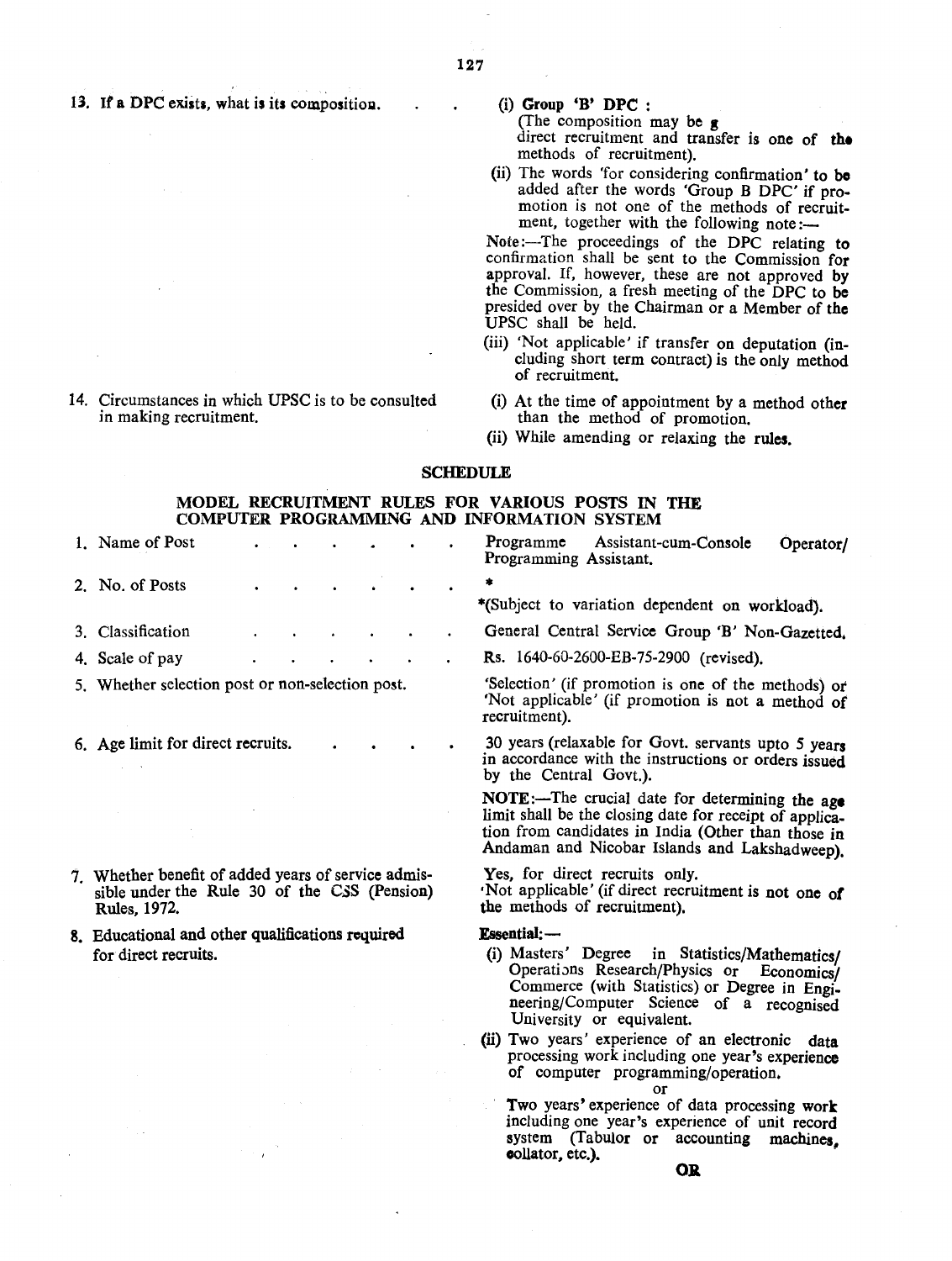| | |
|---|---|
| 13. If a DPC exists, what is its composition. . . . | (i) **Group 'B' DPC :** (The composition may be g direct recruitment and transfer is one of the methods of recruitment). <br> (ii) The words 'for considering confirmation' to be added after the words 'Group B DPC' if promotion is not one of the methods of recruitment, together with the following note:— <br> Note:—The proceedings of the DPC relating to confirmation shall be sent to the Commission for approval. If, however, these are not approved by the Commission, a fresh meeting of the DPC to be presided over by the Chairman or a Member of the UPSC shall be held. <br> (iii) 'Not applicable' if transfer on deputation (including short term contract) is the only method of recruitment. |
| 14. Circumstances in which UPSC is to be consulted in making recruitment. | (i) At the time of appointment by a method other than the method of promotion. <br> (ii) While amending or relaxing the rules. |

## SCHEDULE

### MODEL RECRUITMENT RULES FOR VARIOUS POSTS IN THE COMPUTER PROGRAMMING AND INFORMATION SYSTEM

| | |
|---|---|
| 1. Name of Post . . . . . . . . | Programme Assistant-cum-Console Operator/ Programming Assistant. |
| 2. No. of Posts . . . . . . . . | * <br> *(Subject to variation dependent on workload). |
| 3. Classification . . . . . . . | General Central Service Group 'B' Non-Gazetted. |
| 4. Scale of pay . . . . . . . | Rs. 1640-60-2600-EB-75-2900 (revised). |
| 5. Whether selection post or non-selection post. | 'Selection' (if promotion is one of the methods) or 'Not applicable' (if promotion is not a method of recruitment). |
| 6. Age limit for direct recruits. . . . . | 30 years (relaxable for Govt. servants upto 5 years in accordance with the instructions or orders issued by the Central Govt.). <br> **NOTE:**—The crucial date for determining the age limit shall be the closing date for receipt of application from candidates in India (Other than those in Andaman and Nicobar Islands and Lakshadweep). |
| 7. Whether benefit of added years of service admissible under the Rule 30 of the CSS (Pension) Rules, 1972. | Yes, for direct recruits only. <br> 'Not applicable' (if direct recruitment is not one of the methods of recruitment). |
| 8. Educational and other qualifications required for direct recruits. | **Essential:—** <br> (i) Masters' Degree in Statistics/Mathematics/ Operations Research/Physics or Economics/ Commerce (with Statistics) or Degree in Engineering/Computer Science of a recognised University or equivalent. <br> (ii) Two years' experience of an electronic data processing work including one year's experience of computer programming/operation. <br> or <br> Two years' experience of data processing work including one year's experience of unit record system (Tabulor or accounting machines, collator, etc.). <br> **OR** |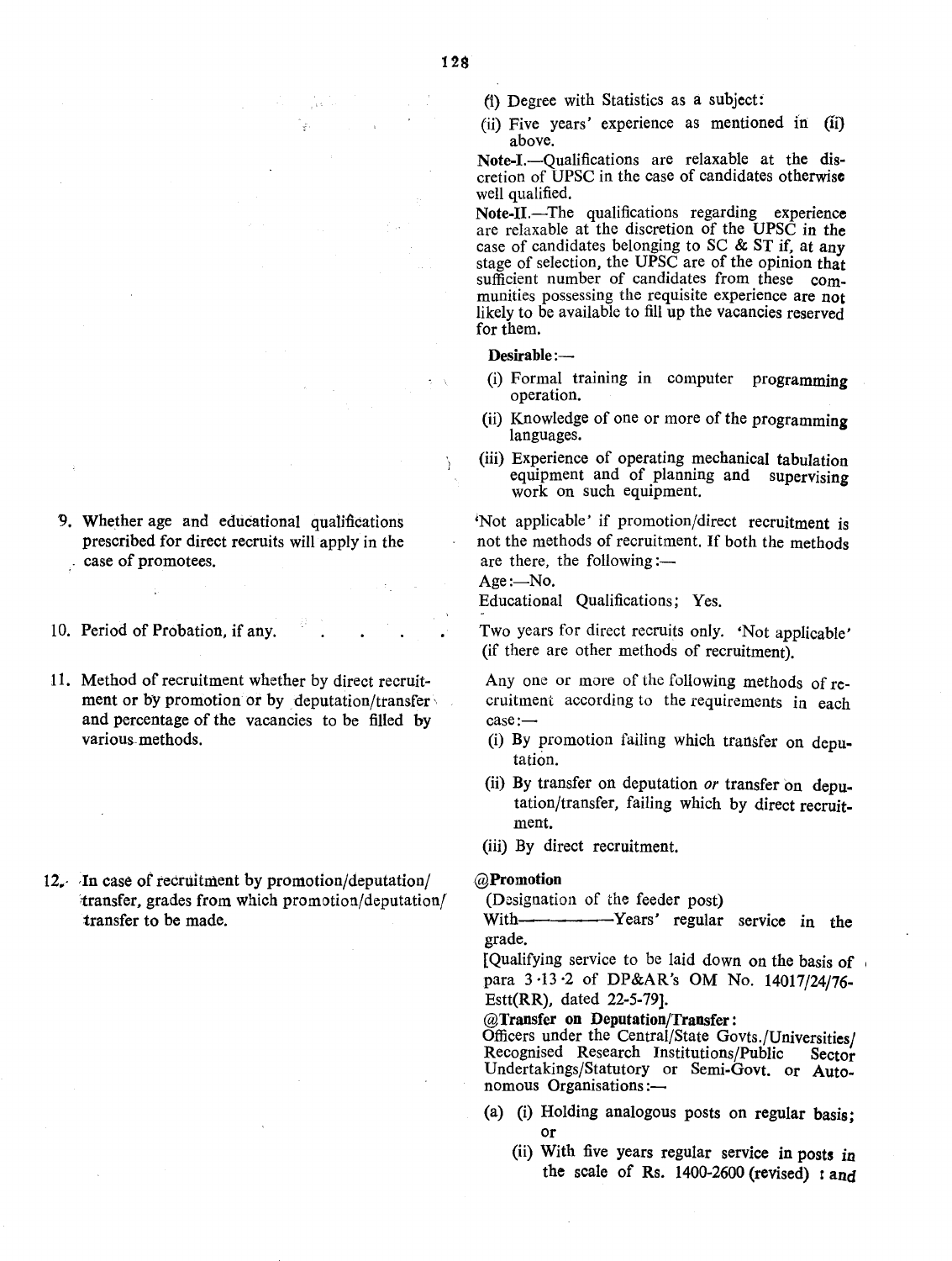(i) Degree with Statistics as a subject:

(ii) Five years' experience as mentioned in (ii) above.

**Note-I.**—Qualifications are relaxable at the discretion of UPSC in the case of candidates otherwise well qualified.

**Note-II.**—The qualifications regarding experience are relaxable at the discretion of the UPSC in the case of candidates belonging to SC & ST if, at any stage of selection, the UPSC are of the opinion that sufficient number of candidates from these communities possessing the requisite experience are not likely to be available to fill up the vacancies reserved for them.

**Desirable:—**

(i) Formal training in computer programming operation.

(ii) Knowledge of one or more of the programming languages.

(iii) Experience of operating mechanical tabulation equipment and of planning and supervising work on such equipment.

| | |
|---|---|
| 9. Whether age and educational qualifications prescribed for direct recruits will apply in the case of promotees. | 'Not applicable' if promotion/direct recruitment is not the methods of recruitment. If both the methods are there, the following:— Age:—No. Educational Qualifications; Yes. |
| 10. Period of Probation, if any. | Two years for direct recruits only. 'Not applicable' (if there are other methods of recruitment). |
| 11. Method of recruitment whether by direct recruitment or by promotion or by deputation/transfer and percentage of the vacancies to be filled by various methods. | Any one or more of the following methods of recruitment according to the requirements in each case:— (i) By promotion failing which transfer on deputation. (ii) By transfer on deputation *or* transfer on deputation/transfer, failing which by direct recruitment. (iii) By direct recruitment. |
| 12. In case of recruitment by promotion/deputation/transfer, grades from which promotion/deputation/transfer to be made. | **@Promotion** (Designation of the feeder post) With————Years' regular service in the grade. [Qualifying service to be laid down on the basis of para 3·13·2 of DP&AR's OM No. 14017/24/76-Estt(RR), dated 22-5-79]. **@Transfer on Deputation/Transfer:** Officers under the Central/State Govts./Universities/Recognised Research Institutions/Public Sector Undertakings/Statutory or Semi-Govt. or Autonomous Organisations:— (a) (i) Holding analogous posts on regular basis; or (ii) With five years regular service in posts in the scale of Rs. 1400-2600 (revised) : and |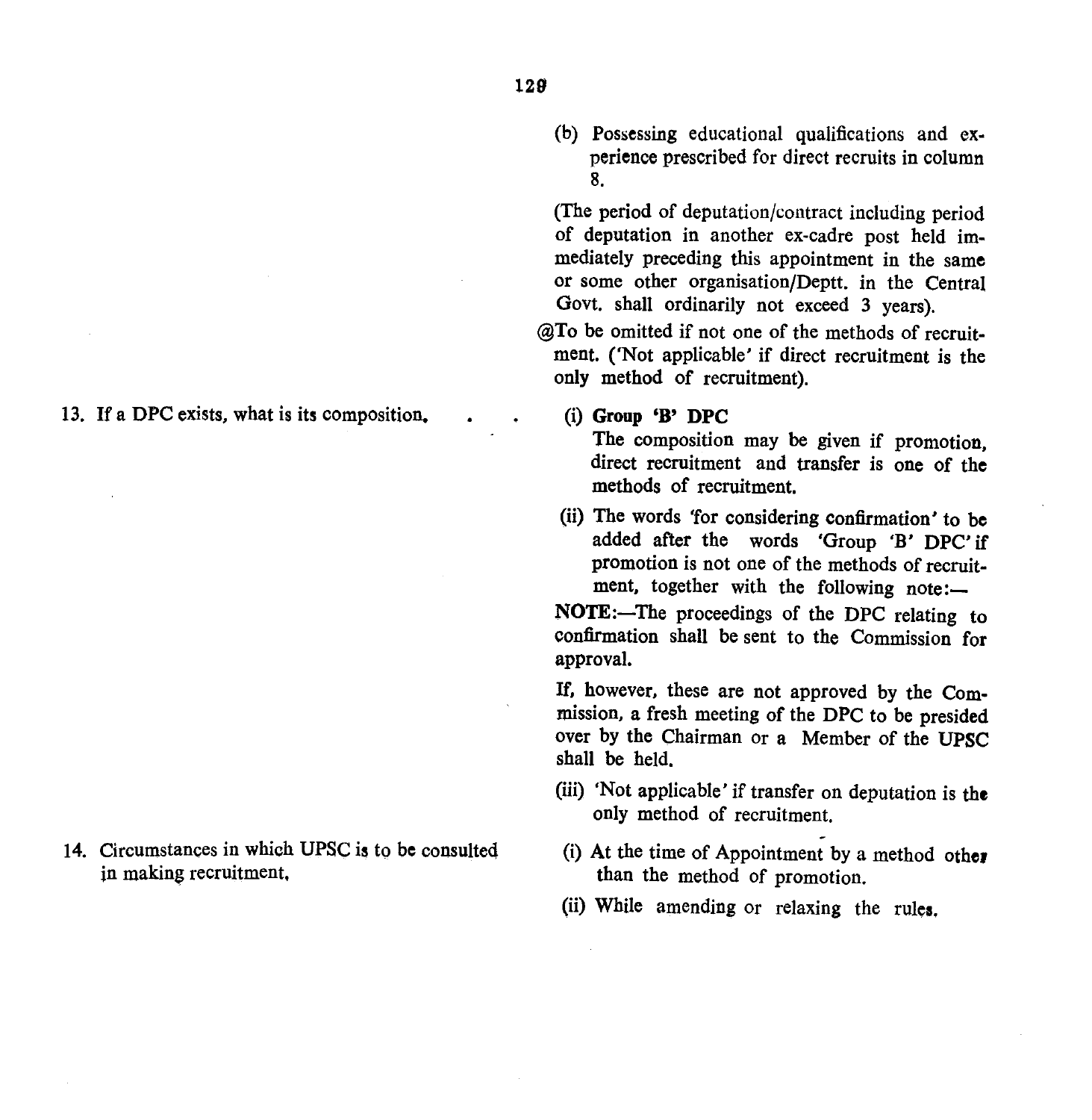| | |
|---|---|
| | (b) Possessing educational qualifications and experience prescribed for direct recruits in column 8.<br><br>(The period of deputation/contract including period of deputation in another ex-cadre post held immediately preceding this appointment in the same or some other organisation/Deptt. in the Central Govt. shall ordinarily not exceed 3 years).<br><br>@To be omitted if not one of the methods of recruitment. ('Not applicable' if direct recruitment is the only method of recruitment). |
| 13. If a DPC exists, what is its composition. | (i) **Group 'B' DPC**<br>The composition may be given if promotion, direct recruitment and transfer is one of the methods of recruitment.<br><br>(ii) The words 'for considering confirmation' to be added after the words 'Group 'B' DPC' if promotion is not one of the methods of recruitment, together with the following note:—<br><br>**NOTE**:—The proceedings of the DPC relating to confirmation shall be sent to the Commission for approval.<br><br>If, however, these are not approved by the Commission, a fresh meeting of the DPC to be presided over by the Chairman or a Member of the UPSC shall be held.<br><br>(iii) 'Not applicable' if transfer on deputation is the only method of recruitment. |
| 14. Circumstances in which UPSC is to be consulted in making recruitment. | (i) At the time of Appointment by a method other than the method of promotion.<br><br>(ii) While amending or relaxing the rules. |